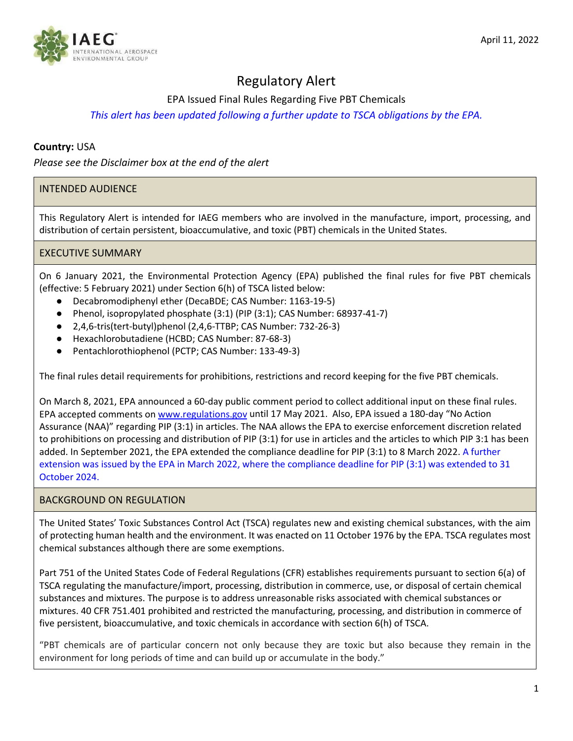April 11, 2022

# Regulatory Alert

## EPA Issued Final Rules Regarding Five PBT Chemicals

*This alert has been updated following a further update to TSCA obligations by the EPA.*

**Country:** USA

*Please see the Disclaimer box at the end of the alert*

### INTENDED AUDIENCE

This Regulatory Alert is intended for IAEG members who are involved in the manufacture, import, processing, and distribution of certain persistent, bioaccumulative, and toxic (PBT) chemicals in the United States.

### EXECUTIVE SUMMARY

On 6 January 2021, the Environmental Protection Agency (EPA) published the final rules for five PBT chemicals (effective: 5 February 2021) under Section 6(h) of TSCA listed below:

- Decabromodiphenyl ether (DecaBDE; CAS Number: 1163-19-5)
- Phenol, isopropylated phosphate (3:1) (PIP (3:1); CAS Number: 68937-41-7)
- 2,4,6-tris(tert-butyl)phenol (2,4,6-TTBP; CAS Number: 732-26-3)
- Hexachlorobutadiene (HCBD; CAS Number: 87-68-3)
- Pentachlorothiophenol (PCTP; CAS Number: 133-49-3)

The final rules detail requirements for prohibitions, restrictions and record keeping for the five PBT chemicals.

On March 8, 2021, EPA announced a 60-day public comment period to collect additional input on these final rules. EPA accepted comments on www.regulations.gov until 17 May 2021. Also, EPA issued a 180-day "No Action Assurance (NAA)" regarding PIP (3:1) in articles. The NAA allows the EPA to exercise enforcement discretion related to prohibitions on processing and distribution of PIP (3:1) for use in articles and the articles to which PIP 3:1 has been added. In September 2021, the EPA extended the compliance deadline for PIP (3:1) to 8 March 2022. A further extension was issued by the EPA in March 2022, where the compliance deadline for PIP (3:1) was extended to 31 October 2024.

### BACKGROUND ON REGULATION

The United States' Toxic Substances Control Act (TSCA) regulates new and existing chemical substances, with the aim of protecting human health and the environment. It was enacted on 11 October 1976 by the EPA. TSCA regulates most chemical substances although there are some exemptions.

Part 751 of the United States Code of Federal Regulations (CFR) establishes requirements pursuant to section 6(a) of TSCA regulating the manufacture/import, processing, distribution in commerce, use, or disposal of certain chemical substances and mixtures. The purpose is to address unreasonable risks associated with chemical substances or mixtures. 40 CFR 751.401 prohibited and restricted the manufacturing, processing, and distribution in commerce of five persistent, bioaccumulative, and toxic chemicals in accordance with section 6(h) of TSCA.

"PBT chemicals are of particular concern not only because they are toxic but also because they remain in the environment for long periods of time and can build up or accumulate in the body."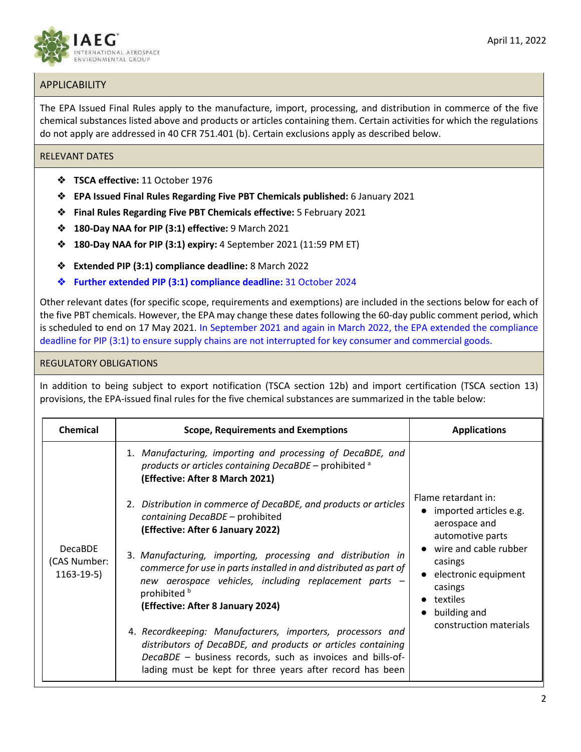## APPLICABILITY

The EPA Issued Final Rules apply to the manufacture, import, processing, and distribution in commerce of the five chemical substances listed above and products or articles containing them. Certain activities for which the regulations do not apply are addressed in 40 CFR 751.401 (b). Certain exclusions apply as described below.

## RELEVANT DATES

- **TSCA effective:** 11 October 1976
- **EPA Issued Final Rules Regarding Five PBT Chemicals published:** 6 January 2021
- **Final Rules Regarding Five PBT Chemicals effective:** 5 February 2021
- **180-Day NAA for PIP (3:1) effective:** 9 March 2021
- **180-Day NAA for PIP (3:1) expiry:** 4 September 2021 (11:59 PM ET)
- **Extended PIP (3:1) compliance deadline:** 8 March 2022
- **Further extended PIP (3:1) compliance deadline:** 31 October 2024

Other relevant dates (for specific scope, requirements and exemptions) are included in the sections below for each of the five PBT chemicals. However, the EPA may change these dates following the 60-day public comment period, which is scheduled to end on 17 May 2021. In September 2021 and again in March 2022, the EPA extended the compliance deadline for PIP (3:1) to ensure supply chains are not interrupted for key consumer and commercial goods.

## REGULATORY OBLIGATIONS

In addition to being subject to export notification (TSCA section 12b) and import certification (TSCA section 13) provisions, the EPA-issued final rules for the five chemical substances are summarized in the table below:

| Chemical | Scope, Requirements and Exemptions | Applications |
|---|---|---|
| DecaBDE (CAS Number: 1163-19-5) | 1. *Manufacturing, importing and processing of DecaBDE, and products or articles containing DecaBDE* – prohibited [a] **(Effective: After 8 March 2021)**<br><br>2. *Distribution in commerce of DecaBDE, and products or articles containing DecaBDE* – prohibited **(Effective: After 6 January 2022)**<br><br>3. *Manufacturing, importing, processing and distribution in commerce for use in parts installed in and distributed as part of new aerospace vehicles, including replacement parts* – prohibited [b] **(Effective: After 8 January 2024)**<br><br>4. *Recordkeeping: Manufacturers, importers, processors and distributors of DecaBDE, and products or articles containing DecaBDE* – business records, such as invoices and bills-of-lading must be kept for three years after record has been | Flame retardant in:<br>• imported articles e.g. aerospace and automotive parts<br>• wire and cable rubber casings<br>• electronic equipment casings<br>• textiles<br>• building and construction materials |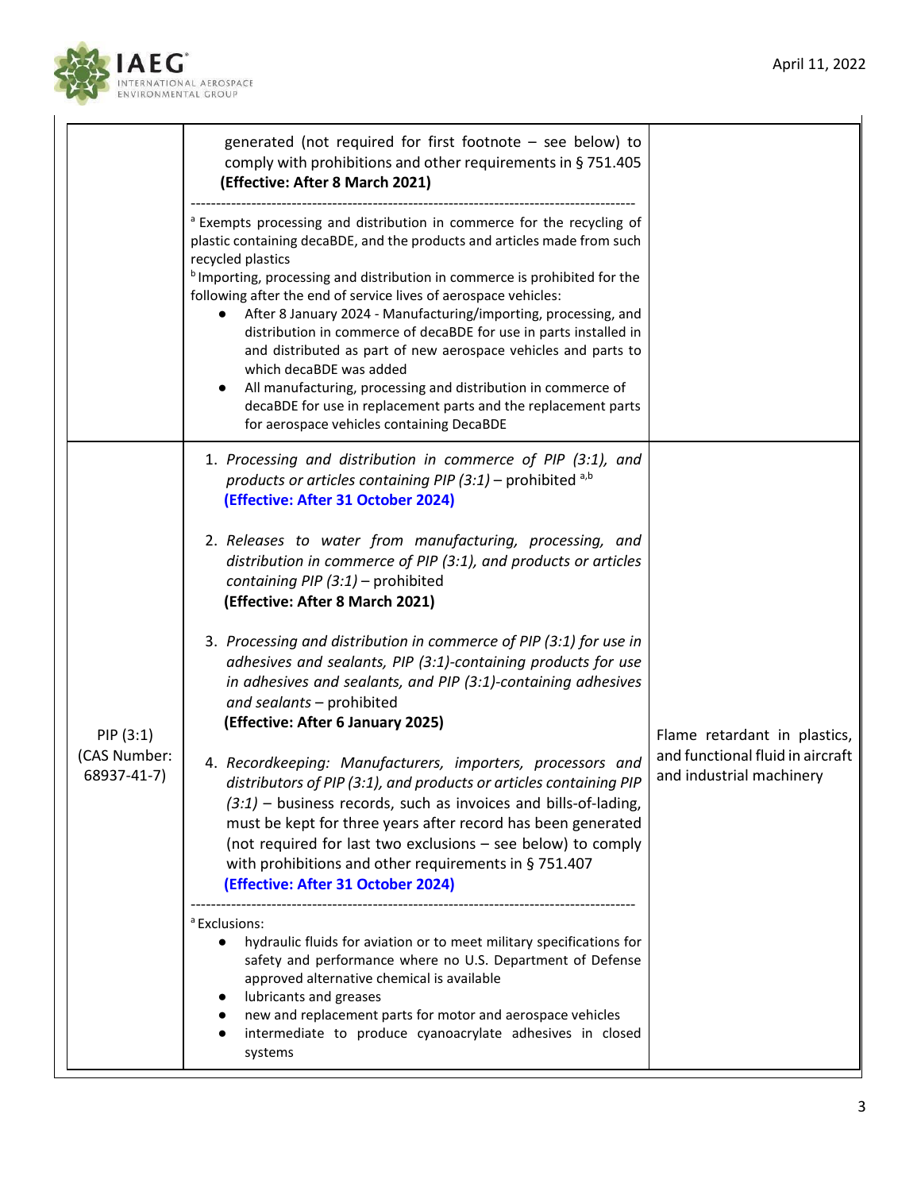| | | |
|---|---|---|
| | generated (not required for first footnote – see below) to comply with prohibitions and other requirements in § 751.405 **(Effective: After 8 March 2021)**<br>---<br>[a] Exempts processing and distribution in commerce for the recycling of plastic containing decaBDE, and the products and articles made from such recycled plastics<br>[b] Importing, processing and distribution in commerce is prohibited for the following after the end of service lives of aerospace vehicles:<br>• After 8 January 2024 - Manufacturing/importing, processing, and distribution in commerce of decaBDE for use in parts installed in and distributed as part of new aerospace vehicles and parts to which decaBDE was added<br>• All manufacturing, processing and distribution in commerce of decaBDE for use in replacement parts and the replacement parts for aerospace vehicles containing DecaBDE | |
| PIP (3:1) (CAS Number: 68937-41-7) | 1. *Processing and distribution in commerce of PIP (3:1), and products or articles containing PIP (3:1)* – prohibited [a,b] **(Effective: After 31 October 2024)**<br><br>2. *Releases to water from manufacturing, processing, and distribution in commerce of PIP (3:1), and products or articles containing PIP (3:1)* – prohibited **(Effective: After 8 March 2021)**<br><br>3. *Processing and distribution in commerce of PIP (3:1) for use in adhesives and sealants, PIP (3:1)-containing products for use in adhesives and sealants, and PIP (3:1)-containing adhesives and sealants* – prohibited **(Effective: After 6 January 2025)**<br><br>4. *Recordkeeping: Manufacturers, importers, processors and distributors of PIP (3:1), and products or articles containing PIP (3:1)* – business records, such as invoices and bills-of-lading, must be kept for three years after record has been generated (not required for last two exclusions – see below) to comply with prohibitions and other requirements in § 751.407 **(Effective: After 31 October 2024)**<br>---<br>[a] Exclusions:<br>• hydraulic fluids for aviation or to meet military specifications for safety and performance where no U.S. Department of Defense approved alternative chemical is available<br>• lubricants and greases<br>• new and replacement parts for motor and aerospace vehicles<br>• intermediate to produce cyanoacrylate adhesives in closed systems | Flame retardant in plastics, and functional fluid in aircraft and industrial machinery |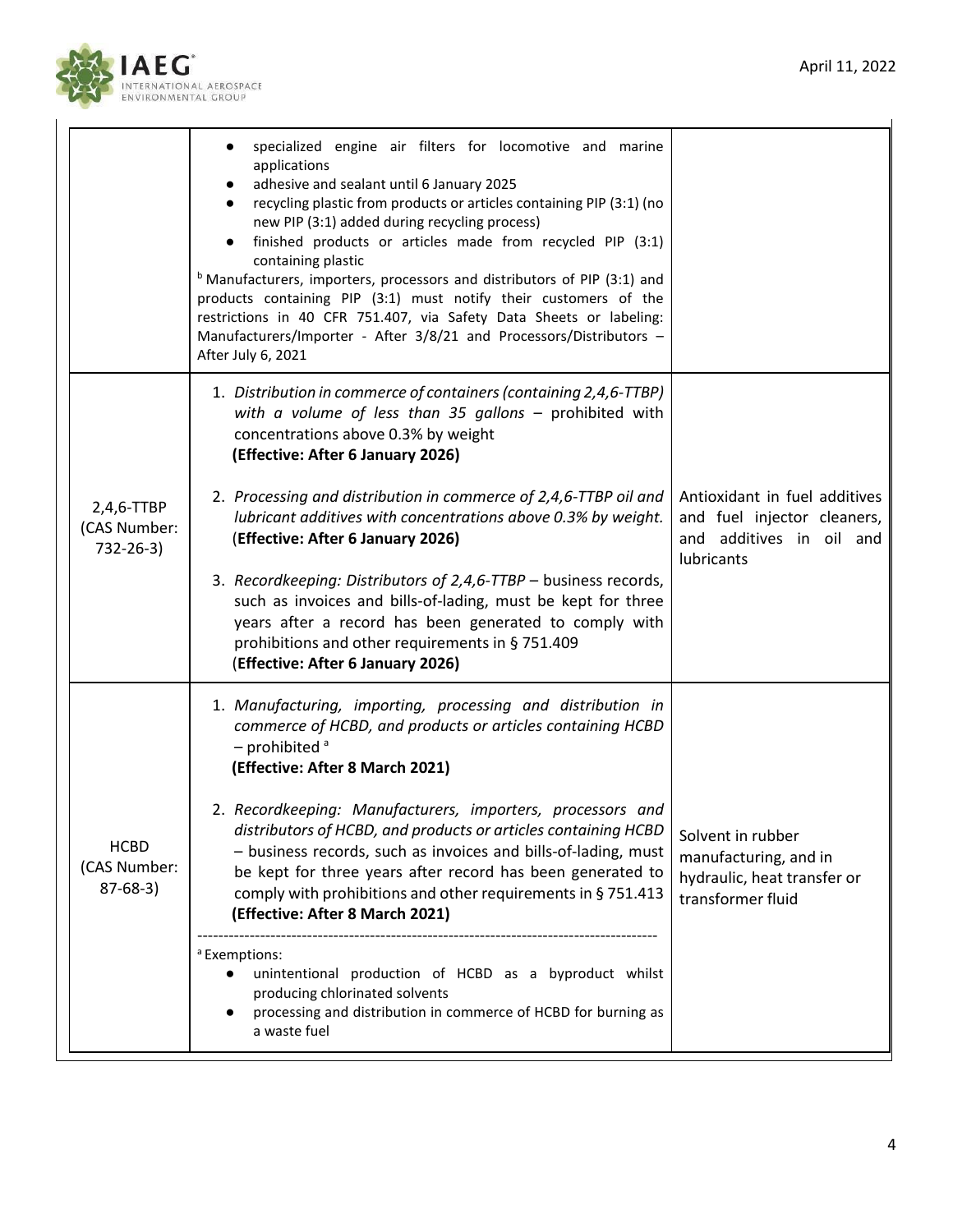| | | |
|---|---|---|
| | • specialized engine air filters for locomotive and marine applications<br>• adhesive and sealant until 6 January 2025<br>• recycling plastic from products or articles containing PIP (3:1) (no new PIP (3:1) added during recycling process)<br>• finished products or articles made from recycled PIP (3:1) containing plastic<br>[b] Manufacturers, importers, processors and distributors of PIP (3:1) and products containing PIP (3:1) must notify their customers of the restrictions in 40 CFR 751.407, via Safety Data Sheets or labeling: Manufacturers/Importer - After 3/8/21 and Processors/Distributors – After July 6, 2021 | |
| 2,4,6-TTBP (CAS Number: 732-26-3) | 1. *Distribution in commerce of containers (containing 2,4,6-TTBP) with a volume of less than 35 gallons* – prohibited with concentrations above 0.3% by weight **(Effective: After 6 January 2026)**<br><br>2. *Processing and distribution in commerce of 2,4,6-TTBP oil and lubricant additives with concentrations above 0.3% by weight.* (**Effective: After 6 January 2026)**<br><br>3. *Recordkeeping: Distributors of 2,4,6-TTBP* – business records, such as invoices and bills-of-lading, must be kept for three years after a record has been generated to comply with prohibitions and other requirements in § 751.409 (**Effective: After 6 January 2026)** | Antioxidant in fuel additives and fuel injector cleaners, and additives in oil and lubricants |
| HCBD (CAS Number: 87-68-3) | 1. *Manufacturing, importing, processing and distribution in commerce of HCBD, and products or articles containing HCBD* – prohibited [a] **(Effective: After 8 March 2021)**<br><br>2. *Recordkeeping: Manufacturers, importers, processors and distributors of HCBD, and products or articles containing HCBD* – business records, such as invoices and bills-of-lading, must be kept for three years after record has been generated to comply with prohibitions and other requirements in § 751.413 **(Effective: After 8 March 2021)**<br><br>---<br>[a] Exemptions:<br>• unintentional production of HCBD as a byproduct whilst producing chlorinated solvents<br>• processing and distribution in commerce of HCBD for burning as a waste fuel | Solvent in rubber manufacturing, and in hydraulic, heat transfer or transformer fluid |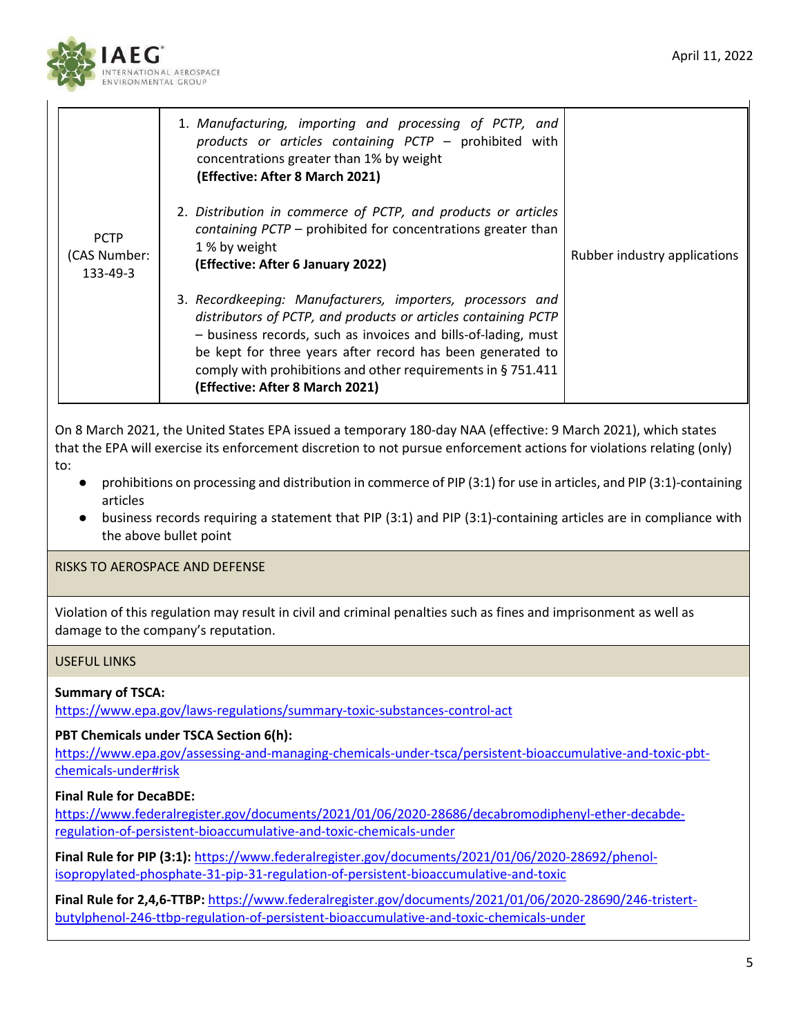| PCTP (CAS Number: 133-49-3) | 1. *Manufacturing, importing and processing of PCTP, and products or articles containing PCTP* – prohibited with concentrations greater than 1% by weight **(Effective: After 8 March 2021)**<br><br>2. *Distribution in commerce of PCTP, and products or articles containing PCTP* – prohibited for concentrations greater than 1 % by weight **(Effective: After 6 January 2022)**<br><br>3. *Recordkeeping: Manufacturers, importers, processors and distributors of PCTP, and products or articles containing PCTP* – business records, such as invoices and bills-of-lading, must be kept for three years after record has been generated to comply with prohibitions and other requirements in § 751.411 **(Effective: After 8 March 2021)** | Rubber industry applications |
|---|---|---|

On 8 March 2021, the United States EPA issued a temporary 180-day NAA (effective: 9 March 2021), which states that the EPA will exercise its enforcement discretion to not pursue enforcement actions for violations relating (only) to:

- prohibitions on processing and distribution in commerce of PIP (3:1) for use in articles, and PIP (3:1)-containing articles
- business records requiring a statement that PIP (3:1) and PIP (3:1)-containing articles are in compliance with the above bullet point

## RISKS TO AEROSPACE AND DEFENSE

Violation of this regulation may result in civil and criminal penalties such as fines and imprisonment as well as damage to the company's reputation.

## USEFUL LINKS

**Summary of TSCA:**
https://www.epa.gov/laws-regulations/summary-toxic-substances-control-act

**PBT Chemicals under TSCA Section 6(h):**
https://www.epa.gov/assessing-and-managing-chemicals-under-tsca/persistent-bioaccumulative-and-toxic-pbt-chemicals-under#risk

**Final Rule for DecaBDE:**
https://www.federalregister.gov/documents/2021/01/06/2020-28686/decabromodiphenyl-ether-decabde-regulation-of-persistent-bioaccumulative-and-toxic-chemicals-under

**Final Rule for PIP (3:1):** https://www.federalregister.gov/documents/2021/01/06/2020-28692/phenol-isopropylated-phosphate-31-pip-31-regulation-of-persistent-bioaccumulative-and-toxic

**Final Rule for 2,4,6-TTBP:** https://www.federalregister.gov/documents/2021/01/06/2020-28690/246-tristert-butylphenol-246-ttbp-regulation-of-persistent-bioaccumulative-and-toxic-chemicals-under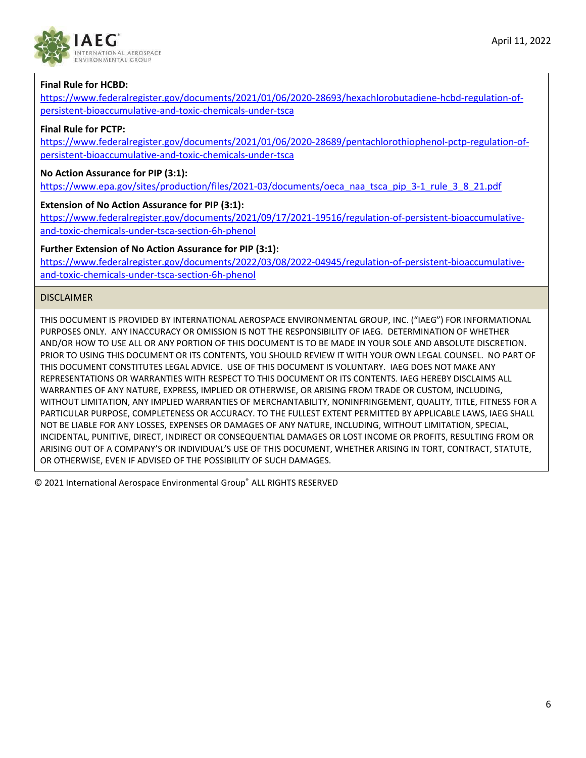**Final Rule for HCBD:**
https://www.federalregister.gov/documents/2021/01/06/2020-28693/hexachlorobutadiene-hcbd-regulation-of-persistent-bioaccumulative-and-toxic-chemicals-under-tsca

**Final Rule for PCTP:**
https://www.federalregister.gov/documents/2021/01/06/2020-28689/pentachlorothiophenol-pctp-regulation-of-persistent-bioaccumulative-and-toxic-chemicals-under-tsca

**No Action Assurance for PIP (3:1):**
https://www.epa.gov/sites/production/files/2021-03/documents/oeca_naa_tsca_pip_3-1_rule_3_8_21.pdf

**Extension of No Action Assurance for PIP (3:1):**
https://www.federalregister.gov/documents/2021/09/17/2021-19516/regulation-of-persistent-bioaccumulative-and-toxic-chemicals-under-tsca-section-6h-phenol

**Further Extension of No Action Assurance for PIP (3:1):**
https://www.federalregister.gov/documents/2022/03/08/2022-04945/regulation-of-persistent-bioaccumulative-and-toxic-chemicals-under-tsca-section-6h-phenol

## DISCLAIMER

THIS DOCUMENT IS PROVIDED BY INTERNATIONAL AEROSPACE ENVIRONMENTAL GROUP, INC. ("IAEG") FOR INFORMATIONAL PURPOSES ONLY. ANY INACCURACY OR OMISSION IS NOT THE RESPONSIBILITY OF IAEG. DETERMINATION OF WHETHER AND/OR HOW TO USE ALL OR ANY PORTION OF THIS DOCUMENT IS TO BE MADE IN YOUR SOLE AND ABSOLUTE DISCRETION. PRIOR TO USING THIS DOCUMENT OR ITS CONTENTS, YOU SHOULD REVIEW IT WITH YOUR OWN LEGAL COUNSEL. NO PART OF THIS DOCUMENT CONSTITUTES LEGAL ADVICE. USE OF THIS DOCUMENT IS VOLUNTARY. IAEG DOES NOT MAKE ANY REPRESENTATIONS OR WARRANTIES WITH RESPECT TO THIS DOCUMENT OR ITS CONTENTS. IAEG HEREBY DISCLAIMS ALL WARRANTIES OF ANY NATURE, EXPRESS, IMPLIED OR OTHERWISE, OR ARISING FROM TRADE OR CUSTOM, INCLUDING, WITHOUT LIMITATION, ANY IMPLIED WARRANTIES OF MERCHANTABILITY, NONINFRINGEMENT, QUALITY, TITLE, FITNESS FOR A PARTICULAR PURPOSE, COMPLETENESS OR ACCURACY. TO THE FULLEST EXTENT PERMITTED BY APPLICABLE LAWS, IAEG SHALL NOT BE LIABLE FOR ANY LOSSES, EXPENSES OR DAMAGES OF ANY NATURE, INCLUDING, WITHOUT LIMITATION, SPECIAL, INCIDENTAL, PUNITIVE, DIRECT, INDIRECT OR CONSEQUENTIAL DAMAGES OR LOST INCOME OR PROFITS, RESULTING FROM OR ARISING OUT OF A COMPANY'S OR INDIVIDUAL'S USE OF THIS DOCUMENT, WHETHER ARISING IN TORT, CONTRACT, STATUTE, OR OTHERWISE, EVEN IF ADVISED OF THE POSSIBILITY OF SUCH DAMAGES.

© 2021 International Aerospace Environmental Group® ALL RIGHTS RESERVED